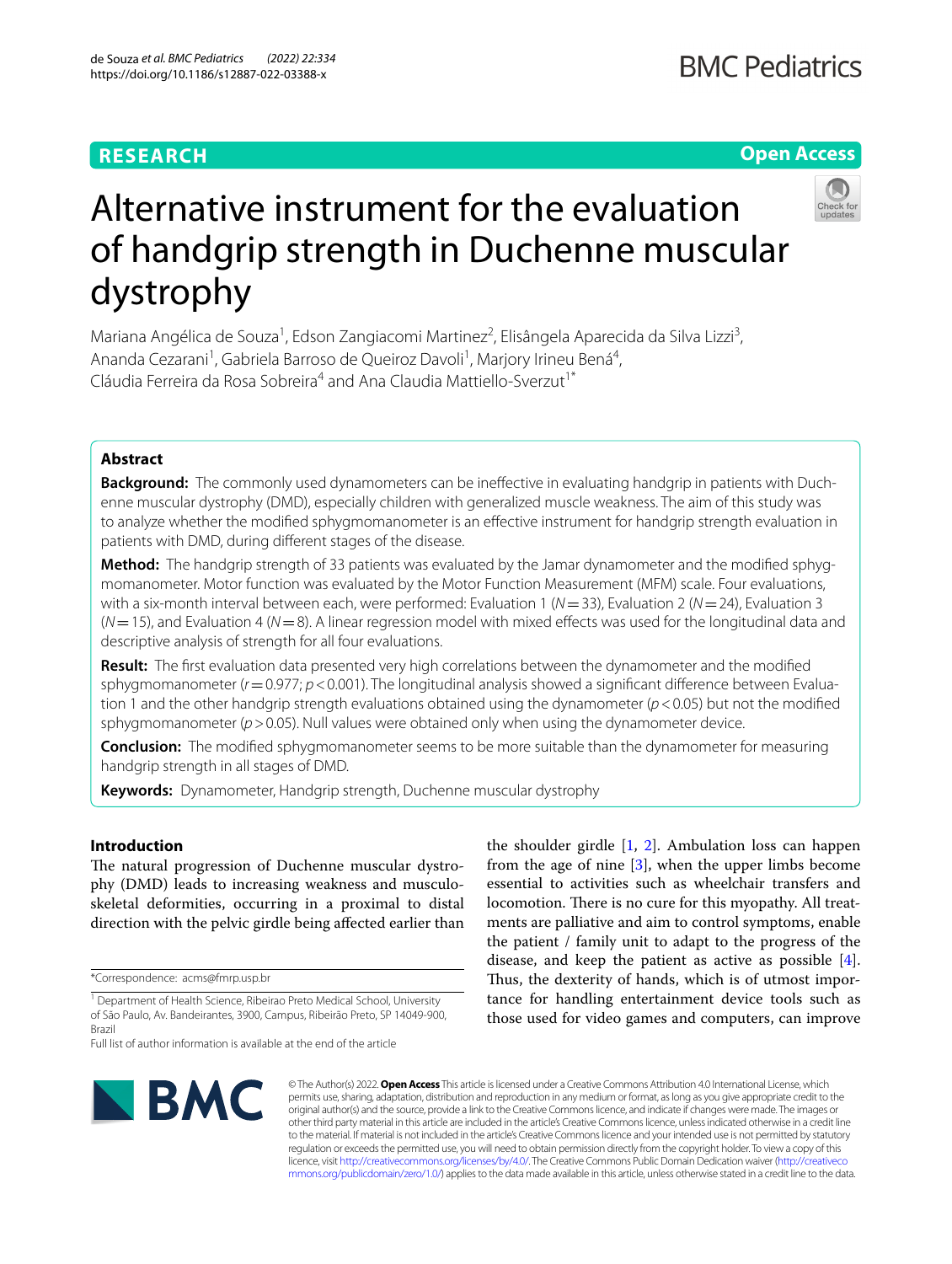RESEARCH

Open Access

# Alternative instrument for the evaluation of handgrip strength in Duchenne muscular dystrophy

Mariana Angélica de Souza[1], Edson Zangiacomi Martinez[2], Elisângela Aparecida da Silva Lizzi[3], Ananda Cezarani[1], Gabriela Barroso de Queiroz Davoli[1], Marjory Irineu Bená[4], Cláudia Ferreira da Rosa Sobreira[4] and Ana Claudia Mattiello-Sverzut[1*]

## Abstract

**Background:** The commonly used dynamometers can be ineffective in evaluating handgrip in patients with Duchenne muscular dystrophy (DMD), especially children with generalized muscle weakness. The aim of this study was to analyze whether the modified sphygmomanometer is an effective instrument for handgrip strength evaluation in patients with DMD, during different stages of the disease.

**Method:** The handgrip strength of 33 patients was evaluated by the Jamar dynamometer and the modified sphygmomanometer. Motor function was evaluated by the Motor Function Measurement (MFM) scale. Four evaluations, with a six-month interval between each, were performed: Evaluation 1 ($N = 33$), Evaluation 2 ($N = 24$), Evaluation 3 ($N = 15$), and Evaluation 4 ($N = 8$). A linear regression model with mixed effects was used for the longitudinal data and descriptive analysis of strength for all four evaluations.

**Result:** The first evaluation data presented very high correlations between the dynamometer and the modified sphygmomanometer ($r = 0.977$; $p < 0.001$). The longitudinal analysis showed a significant difference between Evaluation 1 and the other handgrip strength evaluations obtained using the dynamometer ($p < 0.05$) but not the modified sphygmomanometer ($p > 0.05$). Null values were obtained only when using the dynamometer device.

**Conclusion:** The modified sphygmomanometer seems to be more suitable than the dynamometer for measuring handgrip strength in all stages of DMD.

**Keywords:** Dynamometer, Handgrip strength, Duchenne muscular dystrophy

## Introduction

The natural progression of Duchenne muscular dystrophy (DMD) leads to increasing weakness and musculoskeletal deformities, occurring in a proximal to distal direction with the pelvic girdle being affected earlier than the shoulder girdle [1, 2]. Ambulation loss can happen from the age of nine [3], when the upper limbs become essential to activities such as wheelchair transfers and locomotion. There is no cure for this myopathy. All treatments are palliative and aim to control symptoms, enable the patient / family unit to adapt to the progress of the disease, and keep the patient as active as possible [4]. Thus, the dexterity of hands, which is of utmost importance for handling entertainment device tools such as those used for video games and computers, can improve

*Correspondence: acms@fmrp.usp.br

[1] Department of Health Science, Ribeirao Preto Medical School, University of São Paulo, Av. Bandeirantes, 3900, Campus, Ribeirão Preto, SP 14049-900, Brazil

Full list of author information is available at the end of the article

© The Author(s) 2022. **Open Access** This article is licensed under a Creative Commons Attribution 4.0 International License, which permits use, sharing, adaptation, distribution and reproduction in any medium or format, as long as you give appropriate credit to the original author(s) and the source, provide a link to the Creative Commons licence, and indicate if changes were made. The images or other third party material in this article are included in the article's Creative Commons licence, unless indicated otherwise in a credit line to the material. If material is not included in the article's Creative Commons licence and your intended use is not permitted by statutory regulation or exceeds the permitted use, you will need to obtain permission directly from the copyright holder. To view a copy of this licence, visit http://creativecommons.org/licenses/by/4.0/. The Creative Commons Public Domain Dedication waiver (http://creativecommons.org/publicdomain/zero/1.0/) applies to the data made available in this article, unless otherwise stated in a credit line to the data.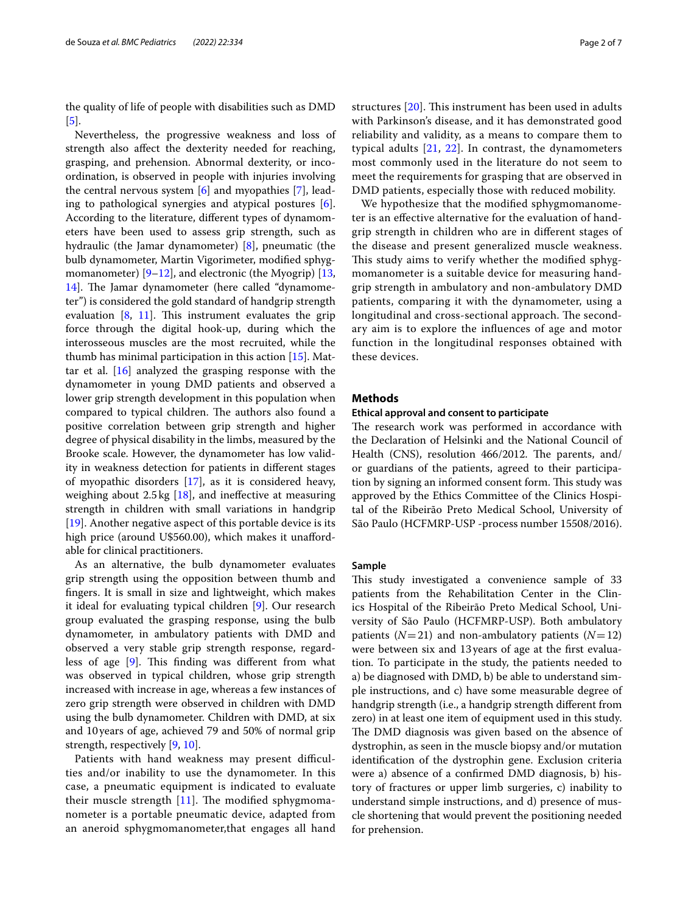the quality of life of people with disabilities such as DMD [5].

Nevertheless, the progressive weakness and loss of strength also affect the dexterity needed for reaching, grasping, and prehension. Abnormal dexterity, or incoordination, is observed in people with injuries involving the central nervous system [6] and myopathies [7], leading to pathological synergies and atypical postures [6]. According to the literature, different types of dynamometers have been used to assess grip strength, such as hydraulic (the Jamar dynamometer) [8], pneumatic (the bulb dynamometer, Martin Vigorimeter, modified sphygmomanometer) [9–12], and electronic (the Myogrip) [13, 14]. The Jamar dynamometer (here called "dynamometer") is considered the gold standard of handgrip strength evaluation [8, 11]. This instrument evaluates the grip force through the digital hook-up, during which the interosseous muscles are the most recruited, while the thumb has minimal participation in this action [15]. Mattar et al. [16] analyzed the grasping response with the dynamometer in young DMD patients and observed a lower grip strength development in this population when compared to typical children. The authors also found a positive correlation between grip strength and higher degree of physical disability in the limbs, measured by the Brooke scale. However, the dynamometer has low validity in weakness detection for patients in different stages of myopathic disorders [17], as it is considered heavy, weighing about 2.5 kg [18], and ineffective at measuring strength in children with small variations in handgrip [19]. Another negative aspect of this portable device is its high price (around U$560.00), which makes it unaffordable for clinical practitioners.

As an alternative, the bulb dynamometer evaluates grip strength using the opposition between thumb and fingers. It is small in size and lightweight, which makes it ideal for evaluating typical children [9]. Our research group evaluated the grasping response, using the bulb dynamometer, in ambulatory patients with DMD and observed a very stable grip strength response, regardless of age [9]. This finding was different from what was observed in typical children, whose grip strength increased with increase in age, whereas a few instances of zero grip strength were observed in children with DMD using the bulb dynamometer. Children with DMD, at six and 10 years of age, achieved 79 and 50% of normal grip strength, respectively [9, 10].

Patients with hand weakness may present difficulties and/or inability to use the dynamometer. In this case, a pneumatic equipment is indicated to evaluate their muscle strength [11]. The modified sphygmomanometer is a portable pneumatic device, adapted from an aneroid sphygmomanometer,that engages all hand structures [20]. This instrument has been used in adults with Parkinson's disease, and it has demonstrated good reliability and validity, as a means to compare them to typical adults [21, 22]. In contrast, the dynamometers most commonly used in the literature do not seem to meet the requirements for grasping that are observed in DMD patients, especially those with reduced mobility.

We hypothesize that the modified sphygmomanometer is an effective alternative for the evaluation of handgrip strength in children who are in different stages of the disease and present generalized muscle weakness. This study aims to verify whether the modified sphygmomanometer is a suitable device for measuring handgrip strength in ambulatory and non-ambulatory DMD patients, comparing it with the dynamometer, using a longitudinal and cross-sectional approach. The secondary aim is to explore the influences of age and motor function in the longitudinal responses obtained with these devices.

## Methods

### Ethical approval and consent to participate

The research work was performed in accordance with the Declaration of Helsinki and the National Council of Health (CNS), resolution 466/2012. The parents, and/or guardians of the patients, agreed to their participation by signing an informed consent form. This study was approved by the Ethics Committee of the Clinics Hospital of the Ribeirão Preto Medical School, University of São Paulo (HCFMRP-USP -process number 15508/2016).

### Sample

This study investigated a convenience sample of 33 patients from the Rehabilitation Center in the Clinics Hospital of the Ribeirão Preto Medical School, University of São Paulo (HCFMRP-USP). Both ambulatory patients ($N=21$) and non-ambulatory patients ($N=12$) were between six and 13 years of age at the first evaluation. To participate in the study, the patients needed to a) be diagnosed with DMD, b) be able to understand simple instructions, and c) have some measurable degree of handgrip strength (i.e., a handgrip strength different from zero) in at least one item of equipment used in this study. The DMD diagnosis was given based on the absence of dystrophin, as seen in the muscle biopsy and/or mutation identification of the dystrophin gene. Exclusion criteria were a) absence of a confirmed DMD diagnosis, b) history of fractures or upper limb surgeries, c) inability to understand simple instructions, and d) presence of muscle shortening that would prevent the positioning needed for prehension.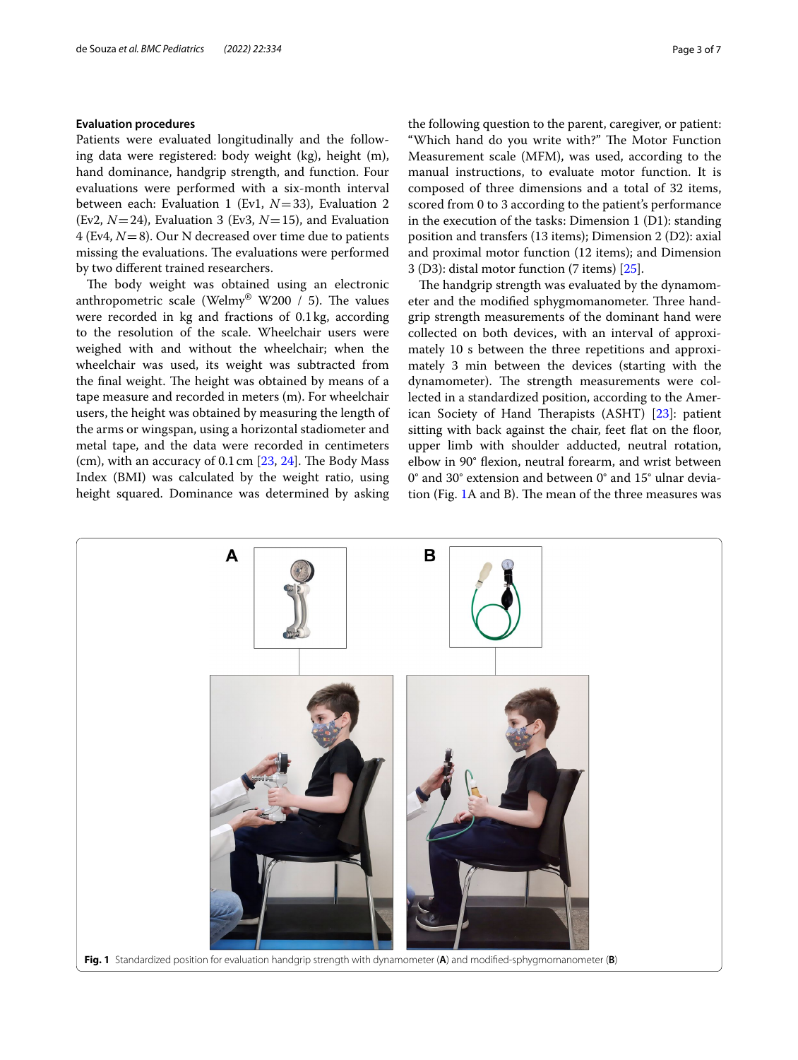### Evaluation procedures

Patients were evaluated longitudinally and the following data were registered: body weight (kg), height (m), hand dominance, handgrip strength, and function. Four evaluations were performed with a six-month interval between each: Evaluation 1 (Ev1, $N=33$), Evaluation 2 (Ev2, $N=24$), Evaluation 3 (Ev3, $N=15$), and Evaluation 4 (Ev4, $N=8$). Our N decreased over time due to patients missing the evaluations. The evaluations were performed by two different trained researchers.

The body weight was obtained using an electronic anthropometric scale (Welmy® W200 / 5). The values were recorded in kg and fractions of 0.1 kg, according to the resolution of the scale. Wheelchair users were weighed with and without the wheelchair; when the wheelchair was used, its weight was subtracted from the final weight. The height was obtained by means of a tape measure and recorded in meters (m). For wheelchair users, the height was obtained by measuring the length of the arms or wingspan, using a horizontal stadiometer and metal tape, and the data were recorded in centimeters (cm), with an accuracy of 0.1 cm [23, 24]. The Body Mass Index (BMI) was calculated by the weight ratio, using height squared. Dominance was determined by asking the following question to the parent, caregiver, or patient: "Which hand do you write with?" The Motor Function Measurement scale (MFM), was used, according to the manual instructions, to evaluate motor function. It is composed of three dimensions and a total of 32 items, scored from 0 to 3 according to the patient's performance in the execution of the tasks: Dimension 1 (D1): standing position and transfers (13 items); Dimension 2 (D2): axial and proximal motor function (12 items); and Dimension 3 (D3): distal motor function (7 items) [25].

The handgrip strength was evaluated by the dynamometer and the modified sphygmomanometer. Three handgrip strength measurements of the dominant hand were collected on both devices, with an interval of approximately 10 s between the three repetitions and approximately 3 min between the devices (starting with the dynamometer). The strength measurements were collected in a standardized position, according to the American Society of Hand Therapists (ASHT) [23]: patient sitting with back against the chair, feet flat on the floor, upper limb with shoulder adducted, neutral rotation, elbow in 90° flexion, neutral forearm, and wrist between 0° and 30° extension and between 0° and 15° ulnar deviation (Fig. 1A and B). The mean of the three measures was

**Fig. 1** Standardized position for evaluation handgrip strength with dynamometer (**A**) and modified-sphygmomanometer (**B**)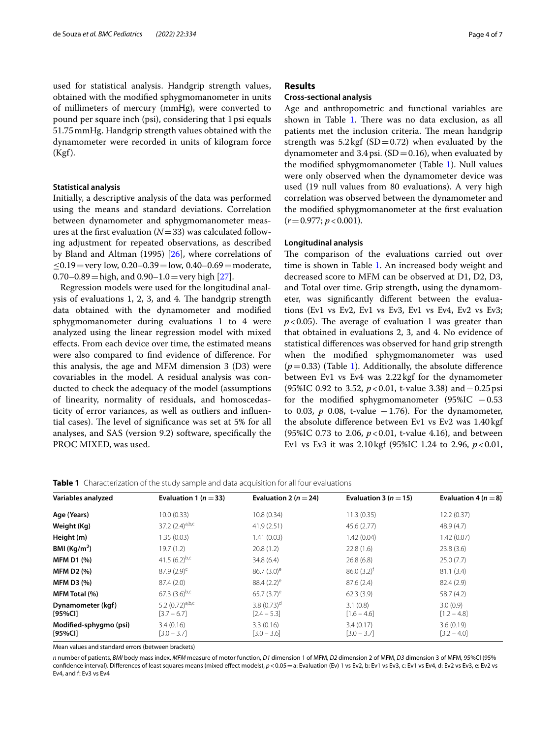used for statistical analysis. Handgrip strength values, obtained with the modified sphygmomanometer in units of millimeters of mercury (mmHg), were converted to pound per square inch (psi), considering that 1 psi equals 51.75 mmHg. Handgrip strength values obtained with the dynamometer were recorded in units of kilogram force (Kgf).

### Statistical analysis

Initially, a descriptive analysis of the data was performed using the means and standard deviations. Correlation between dynamometer and sphygmomanometer measures at the first evaluation ($N=33$) was calculated following adjustment for repeated observations, as described by Bland and Altman (1995) [26], where correlations of ≤0.19 = very low, 0.20–0.39 = low, 0.40–0.69 = moderate, 0.70–0.89 = high, and 0.90–1.0 = very high [27].

Regression models were used for the longitudinal analysis of evaluations 1, 2, 3, and 4. The handgrip strength data obtained with the dynamometer and modified sphygmomanometer during evaluations 1 to 4 were analyzed using the linear regression model with mixed effects. From each device over time, the estimated means were also compared to find evidence of difference. For this analysis, the age and MFM dimension 3 (D3) were covariables in the model. A residual analysis was conducted to check the adequacy of the model (assumptions of linearity, normality of residuals, and homoscedasticity of error variances, as well as outliers and influential cases). The level of significance was set at 5% for all analyses, and SAS (version 9.2) software, specifically the PROC MIXED, was used.

## Results

### Cross-sectional analysis

Age and anthropometric and functional variables are shown in Table 1. There was no data exclusion, as all patients met the inclusion criteria. The mean handgrip strength was 5.2 kgf (SD = 0.72) when evaluated by the dynamometer and 3.4 psi. (SD = 0.16), when evaluated by the modified sphygmomanometer (Table 1). Null values were only observed when the dynamometer device was used (19 null values from 80 evaluations). A very high correlation was observed between the dynamometer and the modified sphygmomanometer at the first evaluation ($r=0.977$; $p<0.001$).

### Longitudinal analysis

The comparison of the evaluations carried out over time is shown in Table 1. An increased body weight and decreased score to MFM can be observed at D1, D2, D3, and Total over time. Grip strength, using the dynamometer, was significantly different between the evaluations (Ev1 vs Ev2, Ev1 vs Ev3, Ev1 vs Ev4, Ev2 vs Ev3; $p<0.05$). The average of evaluation 1 was greater than that obtained in evaluations 2, 3, and 4. No evidence of statistical differences was observed for hand grip strength when the modified sphygmomanometer was used ($p=0.33$) (Table 1). Additionally, the absolute difference between Ev1 vs Ev4 was 2.22 kgf for the dynamometer (95%IC 0.92 to 3.52, $p<0.01$, t-value 3.38) and −0.25 psi for the modified sphygmomanometer (95%IC −0.53 to 0.03, $p$ 0.08, t-value −1.76). For the dynamometer, the absolute difference between Ev1 vs Ev2 was 1.40 kgf (95%IC 0.73 to 2.06, $p<0.01$, t-value 4.16), and between Ev1 vs Ev3 it was 2.10 kgf (95%IC 1.24 to 2.96, $p<0.01$,

**Table 1** Characterization of the study sample and data acquisition for all four evaluations

| Variables analyzed | Evaluation 1 ($n=33$) | Evaluation 2 ($n=24$) | Evaluation 3 ($n=15$) | Evaluation 4 ($n=8$) |
|---|---|---|---|---|
| **Age (Years)** | 10.0 (0.33) | 10.8 (0.34) | 11.3 (0.35) | 12.2 (0.37) |
| **Weight (Kg)** | 37.2 (2.4)[a,b,c] | 41.9 (2.51) | 45.6 (2.77) | 48.9 (4.7) |
| **Height (m)** | 1.35 (0.03) | 1.41 (0.03) | 1.42 (0.04) | 1.42 (0.07) |
| **BMI (Kg/m$^2$)** | 19.7 (1.2) | 20.8 (1.2) | 22.8 (1.6) | 23.8 (3.6) |
| **MFM D1 (%)** | 41.5 (6.2)[b,c] | 34.8 (6.4) | 26.8 (6.8) | 25.0 (7.7) |
| **MFM D2 (%)** | 87.9 (2.9)[c] | 86.7 (3.0)[e] | 86.0 (3.2)[f] | 81.1 (3.4) |
| **MFM D3 (%)** | 87.4 (2.0) | 88.4 (2.2)[e] | 87.6 (2.4) | 82.4 (2.9) |
| **MFM Total (%)** | 67.3 (3.6)[b,c] | 65.7 (3.7)[e] | 62.3 (3.9) | 58.7 (4.2) |
| **Dynamometer (kgf) [95%CI]** | 5.2 (0.72)[a,b,c] [3.7 – 6.7] | 3.8 (0.73)[d] [2.4 – 5.3] | 3.1 (0.8) [1.6 – 4.6] | 3.0 (0.9) [1.2 – 4.8] |
| **Modified-sphygmo (psi) [95%CI]** | 3.4 (0.16) [3.0 – 3.7] | 3.3 (0.16) [3.0 – 3.6] | 3.4 (0.17) [3.0 – 3.7] | 3.6 (0.19) [3.2 – 4.0] |

Mean values and standard errors (between brackets)

*n* number of patients, *BMI* body mass index, *MFM* measure of motor function, *D1* dimension 1 of MFM, *D2* dimension 2 of MFM, *D3* dimension 3 of MFM, 95%CI (95% confidence interval). Differences of least squares means (mixed effect models), $p<0.05$ = a: Evaluation (Ev) 1 vs Ev2, b: Ev1 vs Ev3, c: Ev1 vs Ev4, d: Ev2 vs Ev3, e: Ev2 vs Ev4, and f: Ev3 vs Ev4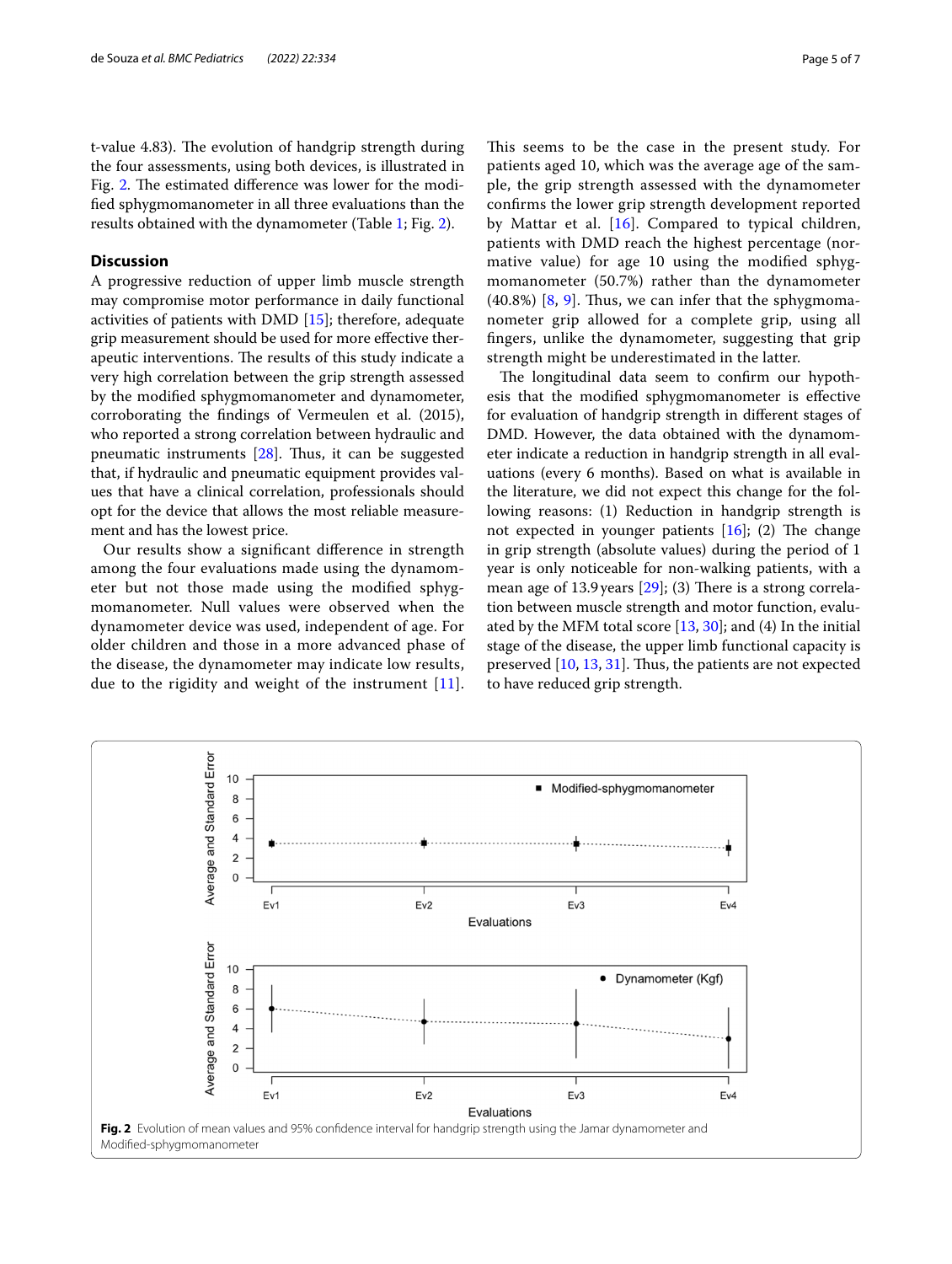t-value 4.83). The evolution of handgrip strength during the four assessments, using both devices, is illustrated in Fig. 2. The estimated difference was lower for the modified sphygmomanometer in all three evaluations than the results obtained with the dynamometer (Table 1; Fig. 2).

## Discussion

A progressive reduction of upper limb muscle strength may compromise motor performance in daily functional activities of patients with DMD [15]; therefore, adequate grip measurement should be used for more effective therapeutic interventions. The results of this study indicate a very high correlation between the grip strength assessed by the modified sphygmomanometer and dynamometer, corroborating the findings of Vermeulen et al. (2015), who reported a strong correlation between hydraulic and pneumatic instruments [28]. Thus, it can be suggested that, if hydraulic and pneumatic equipment provides values that have a clinical correlation, professionals should opt for the device that allows the most reliable measurement and has the lowest price.

Our results show a significant difference in strength among the four evaluations made using the dynamometer but not those made using the modified sphygmomanometer. Null values were observed when the dynamometer device was used, independent of age. For older children and those in a more advanced phase of the disease, the dynamometer may indicate low results, due to the rigidity and weight of the instrument [11]. This seems to be the case in the present study. For patients aged 10, which was the average age of the sample, the grip strength assessed with the dynamometer confirms the lower grip strength development reported by Mattar et al. [16]. Compared to typical children, patients with DMD reach the highest percentage (normative value) for age 10 using the modified sphygmomanometer (50.7%) rather than the dynamometer (40.8%) [8, 9]. Thus, we can infer that the sphygmomanometer grip allowed for a complete grip, using all fingers, unlike the dynamometer, suggesting that grip strength might be underestimated in the latter.

The longitudinal data seem to confirm our hypothesis that the modified sphygmomanometer is effective for evaluation of handgrip strength in different stages of DMD. However, the data obtained with the dynamometer indicate a reduction in handgrip strength in all evaluations (every 6 months). Based on what is available in the literature, we did not expect this change for the following reasons: (1) Reduction in handgrip strength is not expected in younger patients [16]; (2) The change in grip strength (absolute values) during the period of 1 year is only noticeable for non-walking patients, with a mean age of 13.9 years [29]; (3) There is a strong correlation between muscle strength and motor function, evaluated by the MFM total score [13, 30]; and (4) In the initial stage of the disease, the upper limb functional capacity is preserved [10, 13, 31]. Thus, the patients are not expected to have reduced grip strength.

**Fig. 2** Evolution of mean values and 95% confidence interval for handgrip strength using the Jamar dynamometer and Modified-sphygmomanometer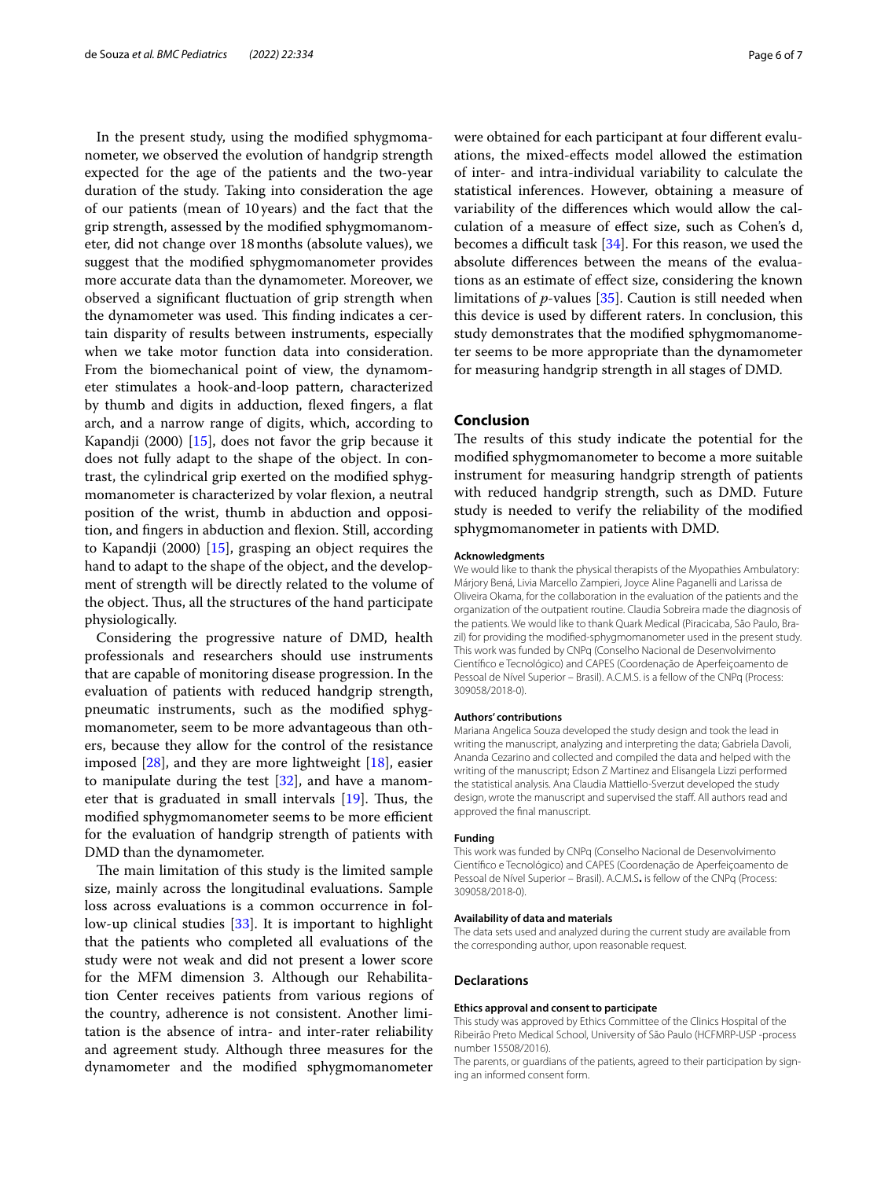In the present study, using the modified sphygmomanometer, we observed the evolution of handgrip strength expected for the age of the patients and the two-year duration of the study. Taking into consideration the age of our patients (mean of 10 years) and the fact that the grip strength, assessed by the modified sphygmomanometer, did not change over 18 months (absolute values), we suggest that the modified sphygmomanometer provides more accurate data than the dynamometer. Moreover, we observed a significant fluctuation of grip strength when the dynamometer was used. This finding indicates a certain disparity of results between instruments, especially when we take motor function data into consideration. From the biomechanical point of view, the dynamometer stimulates a hook-and-loop pattern, characterized by thumb and digits in adduction, flexed fingers, a flat arch, and a narrow range of digits, which, according to Kapandji (2000) [15], does not favor the grip because it does not fully adapt to the shape of the object. In contrast, the cylindrical grip exerted on the modified sphygmomanometer is characterized by volar flexion, a neutral position of the wrist, thumb in abduction and opposition, and fingers in abduction and flexion. Still, according to Kapandji (2000) [15], grasping an object requires the hand to adapt to the shape of the object, and the development of strength will be directly related to the volume of the object. Thus, all the structures of the hand participate physiologically.

Considering the progressive nature of DMD, health professionals and researchers should use instruments that are capable of monitoring disease progression. In the evaluation of patients with reduced handgrip strength, pneumatic instruments, such as the modified sphygmomanometer, seem to be more advantageous than others, because they allow for the control of the resistance imposed [28], and they are more lightweight [18], easier to manipulate during the test [32], and have a manometer that is graduated in small intervals [19]. Thus, the modified sphygmomanometer seems to be more efficient for the evaluation of handgrip strength of patients with DMD than the dynamometer.

The main limitation of this study is the limited sample size, mainly across the longitudinal evaluations. Sample loss across evaluations is a common occurrence in follow-up clinical studies [33]. It is important to highlight that the patients who completed all evaluations of the study were not weak and did not present a lower score for the MFM dimension 3. Although our Rehabilitation Center receives patients from various regions of the country, adherence is not consistent. Another limitation is the absence of intra- and inter-rater reliability and agreement study. Although three measures for the dynamometer and the modified sphygmomanometer were obtained for each participant at four different evaluations, the mixed-effects model allowed the estimation of inter- and intra-individual variability to calculate the statistical inferences. However, obtaining a measure of variability of the differences which would allow the calculation of a measure of effect size, such as Cohen's d, becomes a difficult task [34]. For this reason, we used the absolute differences between the means of the evaluations as an estimate of effect size, considering the known limitations of *p*-values [35]. Caution is still needed when this device is used by different raters. In conclusion, this study demonstrates that the modified sphygmomanometer seems to be more appropriate than the dynamometer for measuring handgrip strength in all stages of DMD.

## Conclusion

The results of this study indicate the potential for the modified sphygmomanometer to become a more suitable instrument for measuring handgrip strength of patients with reduced handgrip strength, such as DMD. Future study is needed to verify the reliability of the modified sphygmomanometer in patients with DMD.

#### Acknowledgments

We would like to thank the physical therapists of the Myopathies Ambulatory: Márjory Bená, Livia Marcello Zampieri, Joyce Aline Paganelli and Larissa de Oliveira Okama, for the collaboration in the evaluation of the patients and the organization of the outpatient routine. Claudia Sobreira made the diagnosis of the patients. We would like to thank Quark Medical (Piracicaba, São Paulo, Brazil) for providing the modified-sphygmomanometer used in the present study. This work was funded by CNPq (Conselho Nacional de Desenvolvimento Científico e Tecnológico) and CAPES (Coordenação de Aperfeiçoamento de Pessoal de Nível Superior – Brasil). A.C.M.S. is a fellow of the CNPq (Process: 309058/2018-0).

#### Authors' contributions

Mariana Angelica Souza developed the study design and took the lead in writing the manuscript, analyzing and interpreting the data; Gabriela Davoli, Ananda Cezarino and collected and compiled the data and helped with the writing of the manuscript; Edson Z Martinez and Elisangela Lizzi performed the statistical analysis. Ana Claudia Mattiello-Sverzut developed the study design, wrote the manuscript and supervised the staff. All authors read and approved the final manuscript.

#### Funding

This work was funded by CNPq (Conselho Nacional de Desenvolvimento Científico e Tecnológico) and CAPES (Coordenação de Aperfeiçoamento de Pessoal de Nível Superior – Brasil). A.C.M.S**.** is fellow of the CNPq (Process: 309058/2018-0).

#### Availability of data and materials

The data sets used and analyzed during the current study are available from the corresponding author, upon reasonable request.

## Declarations

#### Ethics approval and consent to participate

This study was approved by Ethics Committee of the Clinics Hospital of the Ribeirão Preto Medical School, University of São Paulo (HCFMRP-USP -process number 15508/2016).

The parents, or guardians of the patients, agreed to their participation by signing an informed consent form.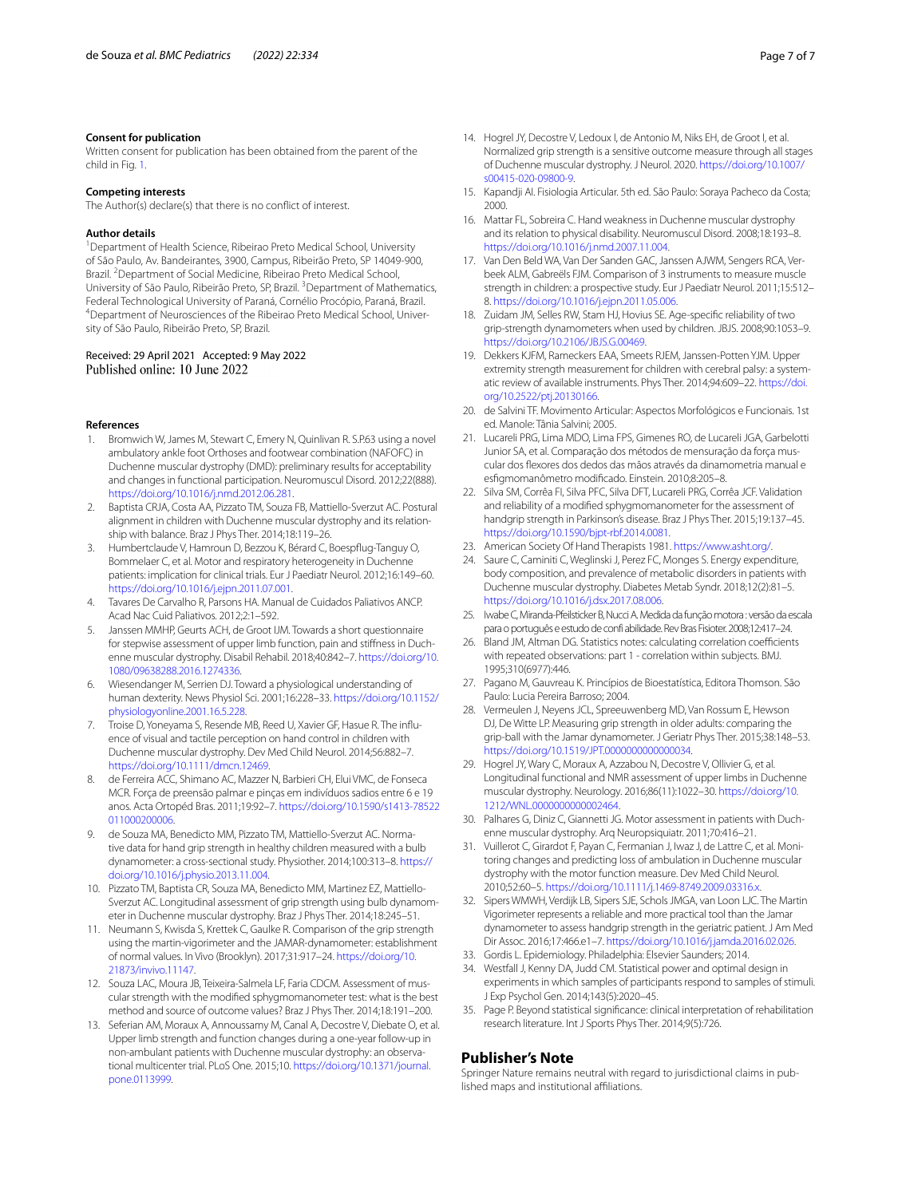### Consent for publication

Written consent for publication has been obtained from the parent of the child in Fig. 1.

### Competing interests

The Author(s) declare(s) that there is no conflict of interest.

### Author details

[1]Department of Health Science, Ribeirao Preto Medical School, University of São Paulo, Av. Bandeirantes, 3900, Campus, Ribeirão Preto, SP 14049-900, Brazil. [2]Department of Social Medicine, Ribeirao Preto Medical School, University of São Paulo, Ribeirão Preto, SP, Brazil. [3]Department of Mathematics, Federal Technological University of Paraná, Cornélio Procópio, Paraná, Brazil. [4]Department of Neurosciences of the Ribeirao Preto Medical School, University of São Paulo, Ribeirão Preto, SP, Brazil.

Received: 29 April 2021 Accepted: 9 May 2022
Published online: 10 June 2022

### References

1. Bromwich W, James M, Stewart C, Emery N, Quinlivan R. S.P.63 using a novel ambulatory ankle foot Orthoses and footwear combination (NAFOFC) in Duchenne muscular dystrophy (DMD): preliminary results for acceptability and changes in functional participation. Neuromuscul Disord. 2012;22(888). https://doi.org/10.1016/j.nmd.2012.06.281.
2. Baptista CRJA, Costa AA, Pizzato TM, Souza FB, Mattiello-Sverzut AC. Postural alignment in children with Duchenne muscular dystrophy and its relationship with balance. Braz J Phys Ther. 2014;18:119–26.
3. Humbertclaude V, Hamroun D, Bezzou K, Bérard C, Boespflug-Tanguy O, Bommelaer C, et al. Motor and respiratory heterogeneity in Duchenne patients: implication for clinical trials. Eur J Paediatr Neurol. 2012;16:149–60. https://doi.org/10.1016/j.ejpn.2011.07.001.
4. Tavares De Carvalho R, Parsons HA. Manual de Cuidados Paliativos ANCP. Acad Nac Cuid Paliativos. 2012;2:1–592.
5. Janssen MMHP, Geurts ACH, de Groot IJM. Towards a short questionnaire for stepwise assessment of upper limb function, pain and stiffness in Duchenne muscular dystrophy. Disabil Rehabil. 2018;40:842–7. https://doi.org/10.1080/09638288.2016.1274336.
6. Wiesendanger M, Serrien DJ. Toward a physiological understanding of human dexterity. News Physiol Sci. 2001;16:228–33. https://doi.org/10.1152/physiologyonline.2001.16.5.228.
7. Troise D, Yoneyama S, Resende MB, Reed U, Xavier GF, Hasue R. The influence of visual and tactile perception on hand control in children with Duchenne muscular dystrophy. Dev Med Child Neurol. 2014;56:882–7. https://doi.org/10.1111/dmcn.12469.
8. de Ferreira ACC, Shimano AC, Mazzer N, Barbieri CH, Elui VMC, de Fonseca MCR. Força de preensão palmar e pinças em indivíduos sadios entre 6 e 19 anos. Acta Ortopéd Bras. 2011;19:92–7. https://doi.org/10.1590/s1413-78522011000200006.
9. de Souza MA, Benedicto MM, Pizzato TM, Mattiello-Sverzut AC. Normative data for hand grip strength in healthy children measured with a bulb dynamometer: a cross-sectional study. Physiother. 2014;100:313–8. https://doi.org/10.1016/j.physio.2013.11.004.
10. Pizzato TM, Baptista CR, Souza MA, Benedicto MM, Martinez EZ, Mattiello-Sverzut AC. Longitudinal assessment of grip strength using bulb dynamometer in Duchenne muscular dystrophy. Braz J Phys Ther. 2014;18:245–51.
11. Neumann S, Kwisda S, Krettek C, Gaulke R. Comparison of the grip strength using the martin-vigorimeter and the JAMAR-dynamometer: establishment of normal values. In Vivo (Brooklyn). 2017;31:917–24. https://doi.org/10.21873/invivo.11147.
12. Souza LAC, Moura JB, Teixeira-Salmela LF, Faria CDCM. Assessment of muscular strength with the modified sphygmomanometer test: what is the best method and source of outcome values? Braz J Phys Ther. 2014;18:191–200.
13. Seferian AM, Moraux A, Annoussamy M, Canal A, Decostre V, Diebate O, et al. Upper limb strength and function changes during a one-year follow-up in non-ambulant patients with Duchenne muscular dystrophy: an observational multicenter trial. PLoS One. 2015;10. https://doi.org/10.1371/journal.pone.0113999.
14. Hogrel JY, Decostre V, Ledoux I, de Antonio M, Niks EH, de Groot I, et al. Normalized grip strength is a sensitive outcome measure through all stages of Duchenne muscular dystrophy. J Neurol. 2020. https://doi.org/10.1007/s00415-020-09800-9.
15. Kapandji AI. Fisiologia Articular. 5th ed. São Paulo: Soraya Pacheco da Costa; 2000.
16. Mattar FL, Sobreira C. Hand weakness in Duchenne muscular dystrophy and its relation to physical disability. Neuromuscul Disord. 2008;18:193–8. https://doi.org/10.1016/j.nmd.2007.11.004.
17. Van Den Beld WA, Van Der Sanden GAC, Janssen AJWM, Sengers RCA, Verbeek ALM, Gabreëls FJM. Comparison of 3 instruments to measure muscle strength in children: a prospective study. Eur J Paediatr Neurol. 2011;15:512–8. https://doi.org/10.1016/j.ejpn.2011.05.006.
18. Zuidam JM, Selles RW, Stam HJ, Hovius SE. Age-specific reliability of two grip-strength dynamometers when used by children. JBJS. 2008;90:1053–9. https://doi.org/10.2106/JBJS.G.00469.
19. Dekkers KJFM, Rameckers EAA, Smeets RJEM, Janssen-Potten YJM. Upper extremity strength measurement for children with cerebral palsy: a systematic review of available instruments. Phys Ther. 2014;94:609–22. https://doi.org/10.2522/ptj.20130166.
20. de Salvini TF. Movimento Articular: Aspectos Morfológicos e Funcionais. 1st ed. Manole: Tânia Salvini; 2005.
21. Lucareli PRG, Lima MDO, Lima FPS, Gimenes RO, de Lucareli JGA, Garbelotti Junior SA, et al. Comparação dos métodos de mensuração da força muscular dos flexores dos dedos das mãos através da dinamometria manual e esfigmomanômetro modificado. Einstein. 2010;8:205–8.
22. Silva SM, Corrêa FI, Silva PFC, Silva DFT, Lucareli PRG, Corrêa JCF. Validation and reliability of a modified sphygmomanometer for the assessment of handgrip strength in Parkinson's disease. Braz J Phys Ther. 2015;19:137–45. https://doi.org/10.1590/bjpt-rbf.2014.0081.
23. American Society Of Hand Therapists 1981. https://www.asht.org/.
24. Saure C, Caminiti C, Weglinski J, Perez FC, Monges S. Energy expenditure, body composition, and prevalence of metabolic disorders in patients with Duchenne muscular dystrophy. Diabetes Metab Syndr. 2018;12(2):81–5. https://doi.org/10.1016/j.dsx.2017.08.006.
25. Iwabe C, Miranda-Pfeilsticker B, Nucci A. Medida da função motora : versão da escala para o português e estudo de confiabilidade. Rev Bras Fisioter. 2008;12:417–24.
26. Bland JM, Altman DG. Statistics notes: calculating correlation coefficients with repeated observations: part 1 - correlation within subjects. BMJ. 1995;310(6977):446.
27. Pagano M, Gauvreau K. Princípios de Bioestatística, Editora Thomson. São Paulo: Lucia Pereira Barroso; 2004.
28. Vermeulen J, Neyens JCL, Spreeuwenberg MD, Van Rossum E, Hewson DJ, De Witte LP. Measuring grip strength in older adults: comparing the grip-ball with the Jamar dynamometer. J Geriatr Phys Ther. 2015;38:148–53. https://doi.org/10.1519/JPT.0000000000000034.
29. Hogrel JY, Wary C, Moraux A, Azzabou N, Decostre V, Ollivier G, et al. Longitudinal functional and NMR assessment of upper limbs in Duchenne muscular dystrophy. Neurology. 2016;86(11):1022–30. https://doi.org/10.1212/WNL.0000000000002464.
30. Palhares G, Diniz C, Giannetti JG. Motor assessment in patients with Duchenne muscular dystrophy. Arq Neuropsiquiatr. 2011;70:416–21.
31. Vuillerot C, Girardot F, Payan C, Fermanian J, Iwaz J, de Lattre C, et al. Monitoring changes and predicting loss of ambulation in Duchenne muscular dystrophy with the motor function measure. Dev Med Child Neurol. 2010;52:60–5. https://doi.org/10.1111/j.1469-8749.2009.03316.x.
32. Sipers WMWH, Verdijk LB, Sipers SJE, Schols JMGA, van Loon LJC. The Martin Vigorimeter represents a reliable and more practical tool than the Jamar dynamometer to assess handgrip strength in the geriatric patient. J Am Med Dir Assoc. 2016;17:466.e1–7. https://doi.org/10.1016/j.jamda.2016.02.026.
33. Gordis L. Epidemiology. Philadelphia: Elsevier Saunders; 2014.
34. Westfall J, Kenny DA, Judd CM. Statistical power and optimal design in experiments in which samples of participants respond to samples of stimuli. J Exp Psychol Gen. 2014;143(5):2020–45.
35. Page P. Beyond statistical significance: clinical interpretation of rehabilitation research literature. Int J Sports Phys Ther. 2014;9(5):726.

## Publisher's Note

Springer Nature remains neutral with regard to jurisdictional claims in published maps and institutional affiliations.